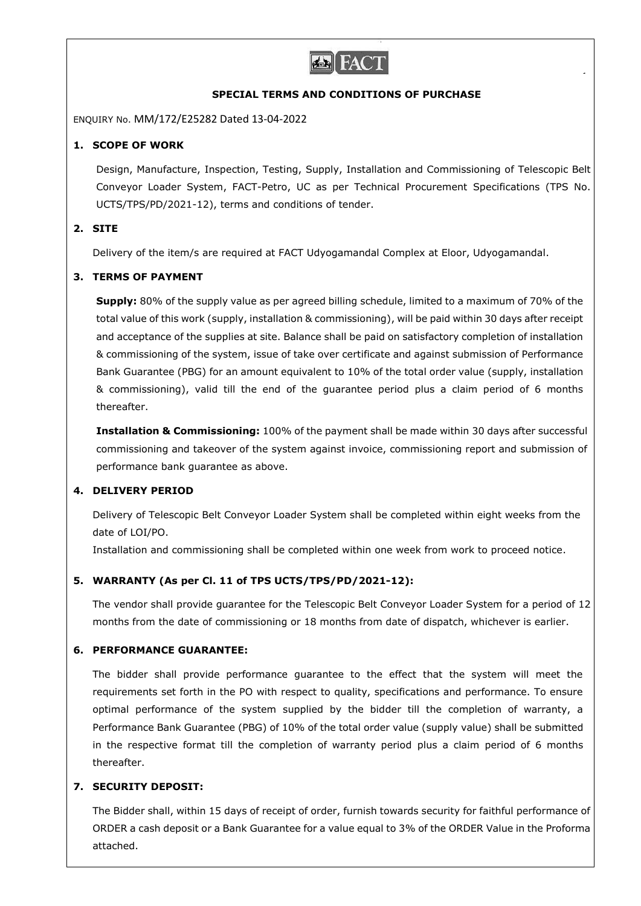FACT

## SPECIAL TERMS AND CONDITIONS OF PURCHASE

ENQUIRY No. MM/172/E25282 Dated 13-04-2022

### 1. SCOPE OF WORK

Design, Manufacture, Inspection, Testing, Supply, Installation and Commissioning of Telescopic Belt Conveyor Loader System, FACT-Petro, UC as per Technical Procurement Specifications (TPS No. UCTS/TPS/PD/2021-12), terms and conditions of tender.

### 2. SITE

Delivery of the item/s are required at FACT Udyogamandal Complex at Eloor, Udyogamandal.

### 3. TERMS OF PAYMENT

**Supply:** 80% of the supply value as per agreed billing schedule, limited to a maximum of 70% of the total value of this work (supply, installation & commissioning), will be paid within 30 days after receipt and acceptance of the supplies at site. Balance shall be paid on satisfactory completion of installation & commissioning of the system, issue of take over certificate and against submission of Performance Bank Guarantee (PBG) for an amount equivalent to 10% of the total order value (supply, installation & commissioning), valid till the end of the guarantee period plus a claim period of 6 months thereafter.

**Installation & Commissioning:** 100% of the payment shall be made within 30 days after successful commissioning and takeover of the system against invoice, commissioning report and submission of performance bank guarantee as above.

### 4. DELIVERY PERIOD

Delivery of Telescopic Belt Conveyor Loader System shall be completed within eight weeks from the date of LOI/PO.

Installation and commissioning shall be completed within one week from work to proceed notice.

### 5. WARRANTY (As per Cl. 11 of TPS UCTS/TPS/PD/2021-12):

The vendor shall provide guarantee for the Telescopic Belt Conveyor Loader System for a period of 12 months from the date of commissioning or 18 months from date of dispatch, whichever is earlier.

### 6. PERFORMANCE GUARANTEE:

The bidder shall provide performance guarantee to the effect that the system will meet the requirements set forth in the PO with respect to quality, specifications and performance. To ensure optimal performance of the system supplied by the bidder till the completion of warranty, a Performance Bank Guarantee (PBG) of 10% of the total order value (supply value) shall be submitted in the respective format till the completion of warranty period plus a claim period of 6 months thereafter.

### 7. SECURITY DEPOSIT:

The Bidder shall, within 15 days of receipt of order, furnish towards security for faithful performance of ORDER a cash deposit or a Bank Guarantee for a value equal to 3% of the ORDER Value in the Proforma attached.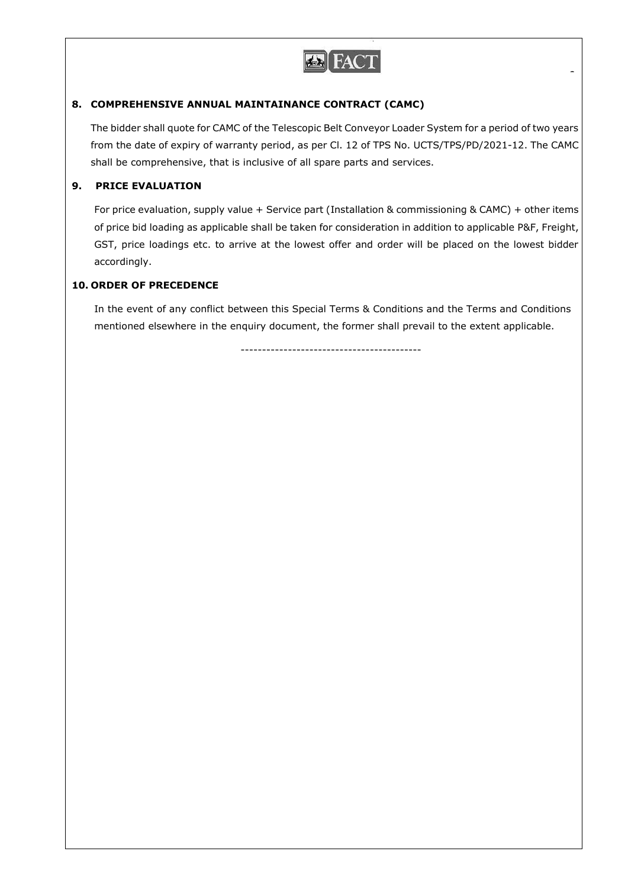## 8. COMPREHENSIVE ANNUAL MAINTAINANCE CONTRACT (CAMC)

The bidder shall quote for CAMC of the Telescopic Belt Conveyor Loader System for a period of two years from the date of expiry of warranty period, as per Cl. 12 of TPS No. UCTS/TPS/PD/2021-12. The CAMC shall be comprehensive, that is inclusive of all spare parts and services.

## 9. PRICE EVALUATION

For price evaluation, supply value + Service part (Installation & commissioning & CAMC) + other items of price bid loading as applicable shall be taken for consideration in addition to applicable P&F, Freight, GST, price loadings etc. to arrive at the lowest offer and order will be placed on the lowest bidder accordingly.

## 10. ORDER OF PRECEDENCE

In the event of any conflict between this Special Terms & Conditions and the Terms and Conditions mentioned elsewhere in the enquiry document, the former shall prevail to the extent applicable.

------------------------------------------